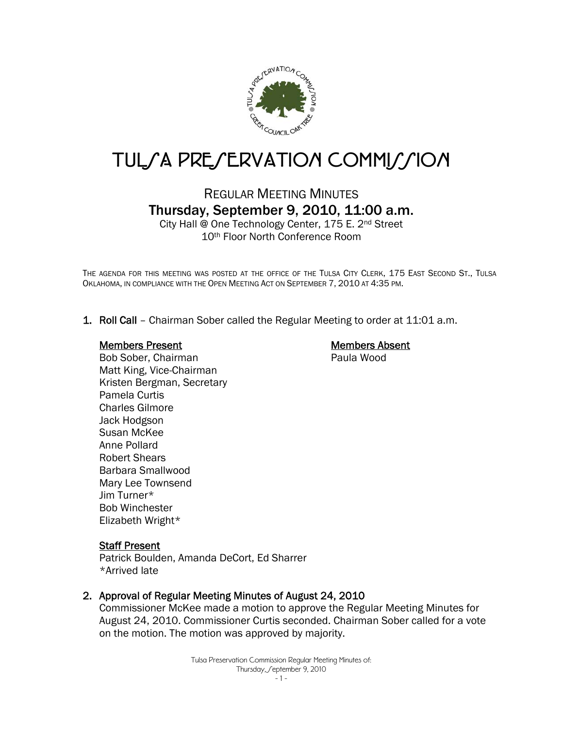# TULSA PRESERVATION COMMISSION

## REGULAR MEETING MINUTES

## Thursday, September 9, 2010, 11:00 a.m.

City Hall @ One Technology Center, 175 E. 2nd Street
10th Floor North Conference Room

THE AGENDA FOR THIS MEETING WAS POSTED AT THE OFFICE OF THE TULSA CITY CLERK, 175 EAST SECOND ST., TULSA OKLAHOMA, IN COMPLIANCE WITH THE OPEN MEETING ACT ON SEPTEMBER 7, 2010 AT 4:35 PM.

**1. Roll Call** – Chairman Sober called the Regular Meeting to order at 11:01 a.m.

**Members Present**

Bob Sober, Chairman
Matt King, Vice-Chairman
Kristen Bergman, Secretary
Pamela Curtis
Charles Gilmore
Jack Hodgson
Susan McKee
Anne Pollard
Robert Shears
Barbara Smallwood
Mary Lee Townsend
Jim Turner*
Bob Winchester
Elizabeth Wright*

**Members Absent**

Paula Wood

**Staff Present**

Patrick Boulden, Amanda DeCort, Ed Sharrer
*Arrived late

**2. Approval of Regular Meeting Minutes of August 24, 2010**

Commissioner McKee made a motion to approve the Regular Meeting Minutes for August 24, 2010. Commissioner Curtis seconded. Chairman Sober called for a vote on the motion. The motion was approved by majority.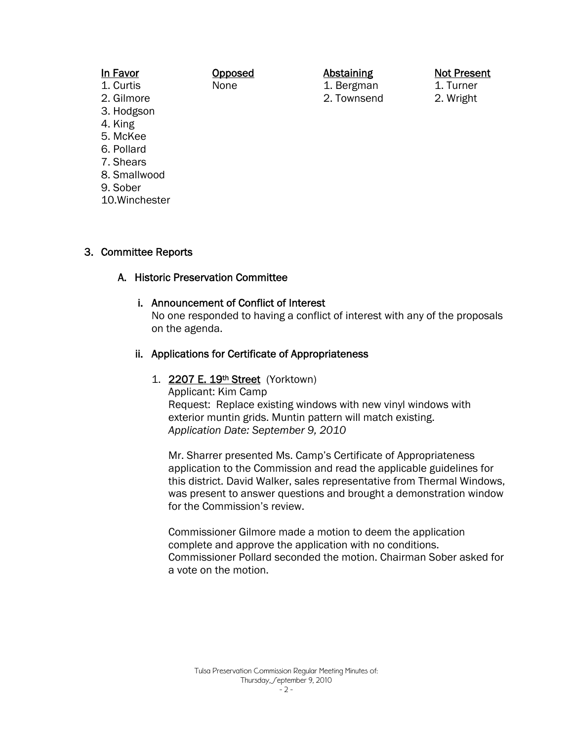| In Favor | Opposed | Abstaining | Not Present |
|---|---|---|---|
| 1. Curtis | None | 1. Bergman | 1. Turner |
| 2. Gilmore | | 2. Townsend | 2. Wright |
| 3. Hodgson | | | |
| 4. King | | | |
| 5. McKee | | | |
| 6. Pollard | | | |
| 7. Shears | | | |
| 8. Smallwood | | | |
| 9. Sober | | | |
| 10.Winchester | | | |

## 3. Committee Reports

### A. Historic Preservation Committee

#### i. Announcement of Conflict of Interest

No one responded to having a conflict of interest with any of the proposals on the agenda.

#### ii. Applications for Certificate of Appropriateness

1. **2207 E. 19th Street** (Yorktown)
   Applicant: Kim Camp
   Request: Replace existing windows with new vinyl windows with exterior muntin grids. Muntin pattern will match existing.
   *Application Date: September 9, 2010*

   Mr. Sharrer presented Ms. Camp's Certificate of Appropriateness application to the Commission and read the applicable guidelines for this district. David Walker, sales representative from Thermal Windows, was present to answer questions and brought a demonstration window for the Commission's review.

   Commissioner Gilmore made a motion to deem the application complete and approve the application with no conditions. Commissioner Pollard seconded the motion. Chairman Sober asked for a vote on the motion.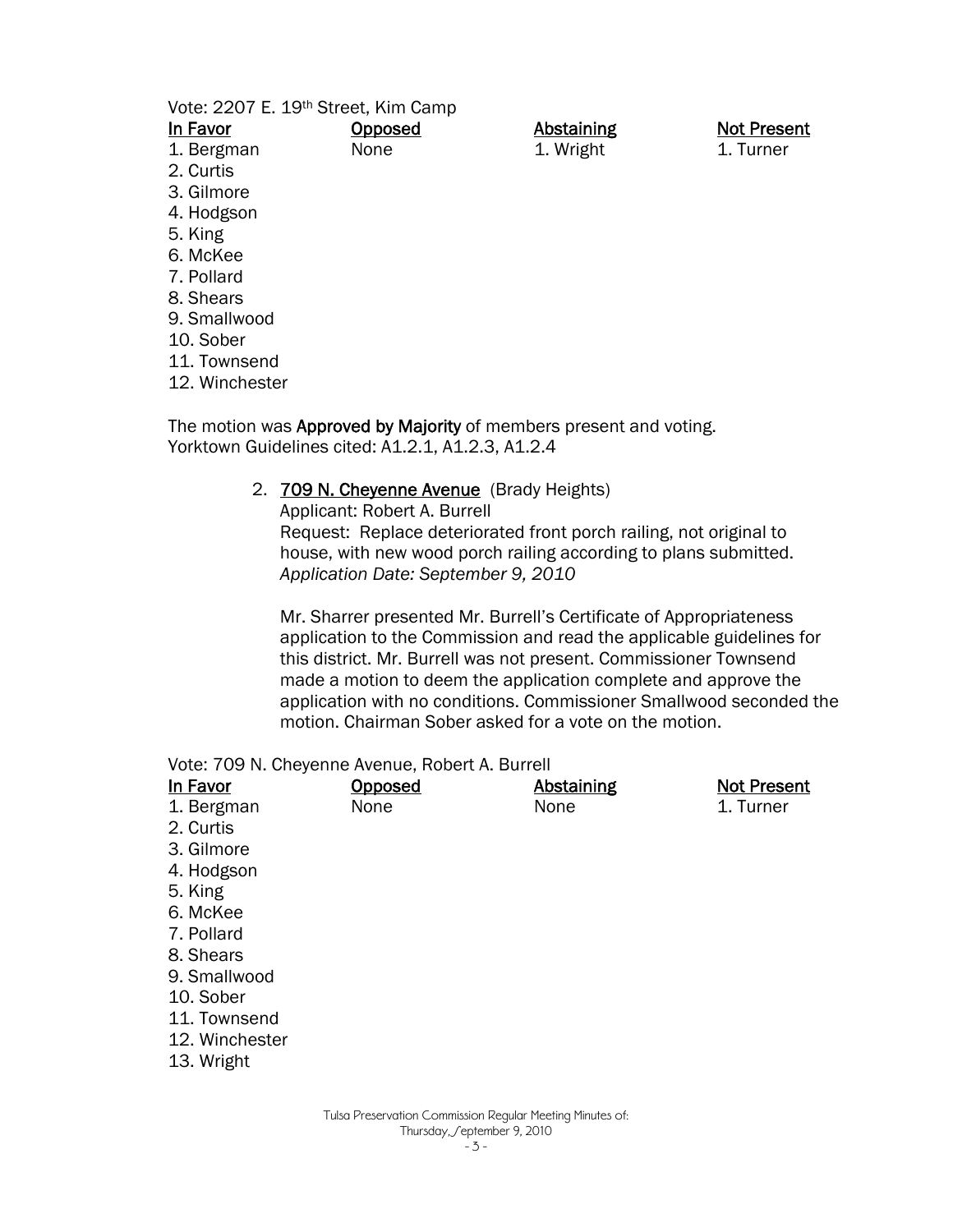Vote: 2207 E. 19th Street, Kim Camp

| In Favor | Opposed | Abstaining | Not Present |
|---|---|---|---|
| 1. Bergman | None | 1. Wright | 1. Turner |
| 2. Curtis | | | |
| 3. Gilmore | | | |
| 4. Hodgson | | | |
| 5. King | | | |
| 6. McKee | | | |
| 7. Pollard | | | |
| 8. Shears | | | |
| 9. Smallwood | | | |
| 10. Sober | | | |
| 11. Townsend | | | |
| 12. Winchester | | | |

The motion was **Approved by Majority** of members present and voting.
Yorktown Guidelines cited: A1.2.1, A1.2.3, A1.2.4

2. **709 N. Cheyenne Avenue** (Brady Heights)
   Applicant: Robert A. Burrell
   Request: Replace deteriorated front porch railing, not original to house, with new wood porch railing according to plans submitted.
   *Application Date: September 9, 2010*

   Mr. Sharrer presented Mr. Burrell's Certificate of Appropriateness application to the Commission and read the applicable guidelines for this district. Mr. Burrell was not present. Commissioner Townsend made a motion to deem the application complete and approve the application with no conditions. Commissioner Smallwood seconded the motion. Chairman Sober asked for a vote on the motion.

Vote: 709 N. Cheyenne Avenue, Robert A. Burrell

| In Favor | Opposed | Abstaining | Not Present |
|---|---|---|---|
| 1. Bergman | None | None | 1. Turner |
| 2. Curtis | | | |
| 3. Gilmore | | | |
| 4. Hodgson | | | |
| 5. King | | | |
| 6. McKee | | | |
| 7. Pollard | | | |
| 8. Shears | | | |
| 9. Smallwood | | | |
| 10. Sober | | | |
| 11. Townsend | | | |
| 12. Winchester | | | |
| 13. Wright | | | |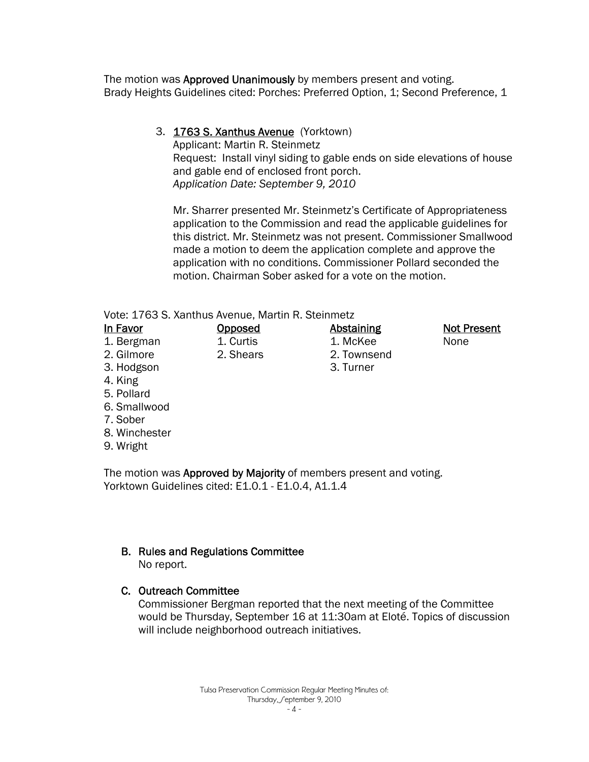The motion was **Approved Unanimously** by members present and voting.
Brady Heights Guidelines cited: Porches: Preferred Option, 1; Second Preference, 1

3. **1763 S. Xanthus Avenue** (Yorktown)
   Applicant: Martin R. Steinmetz
   Request: Install vinyl siding to gable ends on side elevations of house and gable end of enclosed front porch.
   *Application Date: September 9, 2010*

   Mr. Sharrer presented Mr. Steinmetz's Certificate of Appropriateness application to the Commission and read the applicable guidelines for this district. Mr. Steinmetz was not present. Commissioner Smallwood made a motion to deem the application complete and approve the application with no conditions. Commissioner Pollard seconded the motion. Chairman Sober asked for a vote on the motion.

Vote: 1763 S. Xanthus Avenue, Martin R. Steinmetz

| In Favor | Opposed | Abstaining | Not Present |
|---|---|---|---|
| 1. Bergman | 1. Curtis | 1. McKee | None |
| 2. Gilmore | 2. Shears | 2. Townsend | |
| 3. Hodgson | | 3. Turner | |
| 4. King | | | |
| 5. Pollard | | | |
| 6. Smallwood | | | |
| 7. Sober | | | |
| 8. Winchester | | | |
| 9. Wright | | | |

The motion was **Approved by Majority** of members present and voting.
Yorktown Guidelines cited: E1.0.1 - E1.0.4, A1.1.4

**B. Rules and Regulations Committee**
No report.

**C. Outreach Committee**
Commissioner Bergman reported that the next meeting of the Committee would be Thursday, September 16 at 11:30am at Eloté. Topics of discussion will include neighborhood outreach initiatives.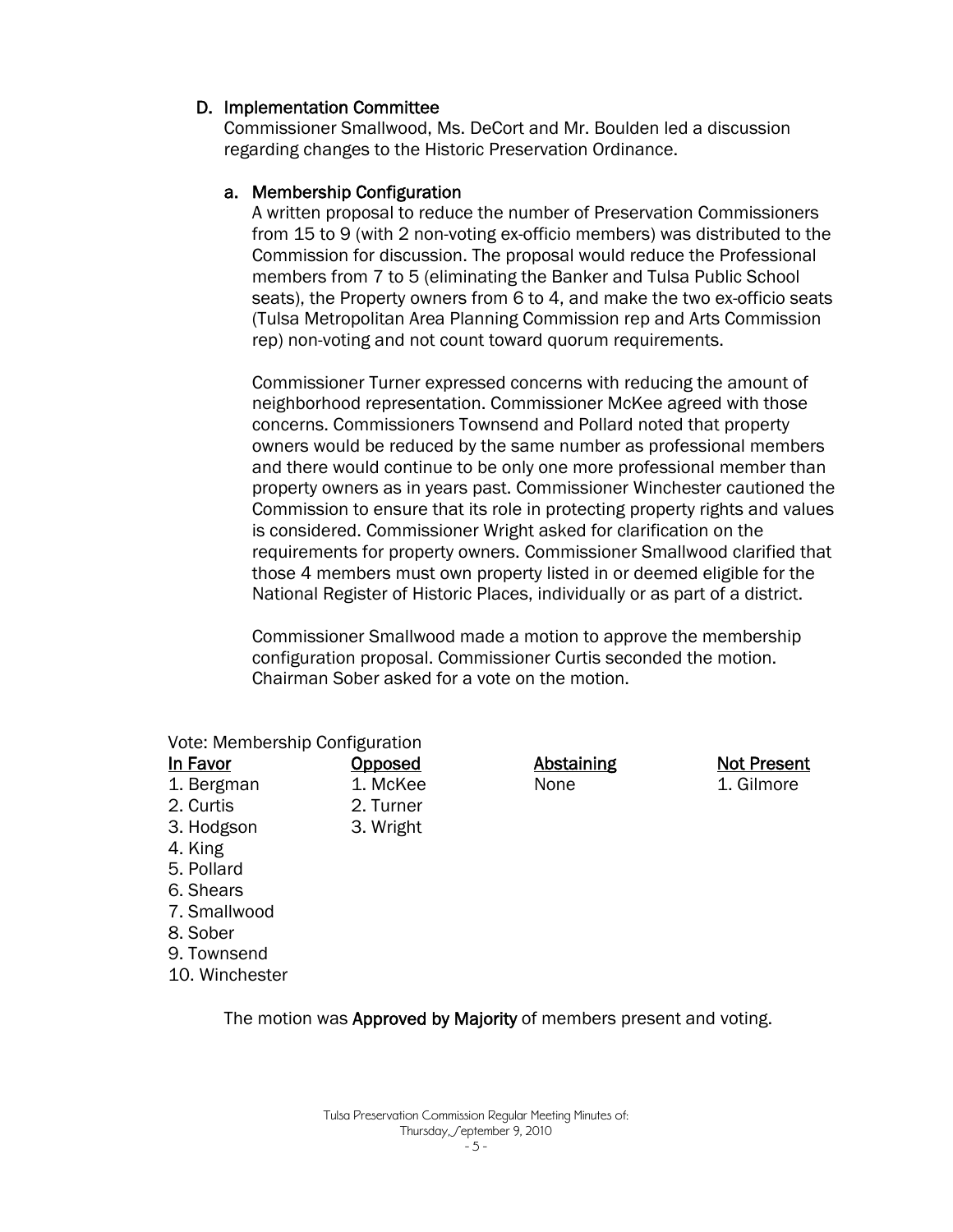## D. Implementation Committee

Commissioner Smallwood, Ms. DeCort and Mr. Boulden led a discussion regarding changes to the Historic Preservation Ordinance.

### a. Membership Configuration

A written proposal to reduce the number of Preservation Commissioners from 15 to 9 (with 2 non-voting ex-officio members) was distributed to the Commission for discussion. The proposal would reduce the Professional members from 7 to 5 (eliminating the Banker and Tulsa Public School seats), the Property owners from 6 to 4, and make the two ex-officio seats (Tulsa Metropolitan Area Planning Commission rep and Arts Commission rep) non-voting and not count toward quorum requirements.

Commissioner Turner expressed concerns with reducing the amount of neighborhood representation. Commissioner McKee agreed with those concerns. Commissioners Townsend and Pollard noted that property owners would be reduced by the same number as professional members and there would continue to be only one more professional member than property owners as in years past. Commissioner Winchester cautioned the Commission to ensure that its role in protecting property rights and values is considered. Commissioner Wright asked for clarification on the requirements for property owners. Commissioner Smallwood clarified that those 4 members must own property listed in or deemed eligible for the National Register of Historic Places, individually or as part of a district.

Commissioner Smallwood made a motion to approve the membership configuration proposal. Commissioner Curtis seconded the motion. Chairman Sober asked for a vote on the motion.

Vote: Membership Configuration

| In Favor | Opposed | Abstaining | Not Present |
|---|---|---|---|
| 1. Bergman | 1. McKee | None | 1. Gilmore |
| 2. Curtis | 2. Turner | | |
| 3. Hodgson | 3. Wright | | |
| 4. King | | | |
| 5. Pollard | | | |
| 6. Shears | | | |
| 7. Smallwood | | | |
| 8. Sober | | | |
| 9. Townsend | | | |
| 10. Winchester | | | |

The motion was **Approved by Majority** of members present and voting.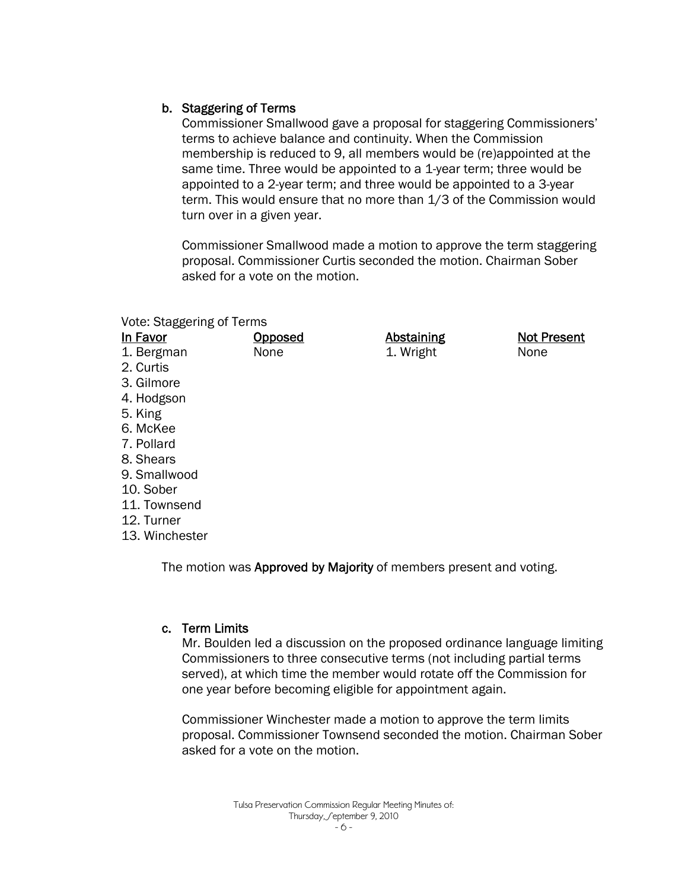### b. Staggering of Terms

Commissioner Smallwood gave a proposal for staggering Commissioners' terms to achieve balance and continuity. When the Commission membership is reduced to 9, all members would be (re)appointed at the same time. Three would be appointed to a 1-year term; three would be appointed to a 2-year term; and three would be appointed to a 3-year term. This would ensure that no more than 1/3 of the Commission would turn over in a given year.

Commissioner Smallwood made a motion to approve the term staggering proposal. Commissioner Curtis seconded the motion. Chairman Sober asked for a vote on the motion.

Vote: Staggering of Terms

| In Favor | Opposed | Abstaining | Not Present |
|---|---|---|---|
| 1. Bergman | None | 1. Wright | None |
| 2. Curtis | | | |
| 3. Gilmore | | | |
| 4. Hodgson | | | |
| 5. King | | | |
| 6. McKee | | | |
| 7. Pollard | | | |
| 8. Shears | | | |
| 9. Smallwood | | | |
| 10. Sober | | | |
| 11. Townsend | | | |
| 12. Turner | | | |
| 13. Winchester | | | |

The motion was **Approved by Majority** of members present and voting.

### c. Term Limits

Mr. Boulden led a discussion on the proposed ordinance language limiting Commissioners to three consecutive terms (not including partial terms served), at which time the member would rotate off the Commission for one year before becoming eligible for appointment again.

Commissioner Winchester made a motion to approve the term limits proposal. Commissioner Townsend seconded the motion. Chairman Sober asked for a vote on the motion.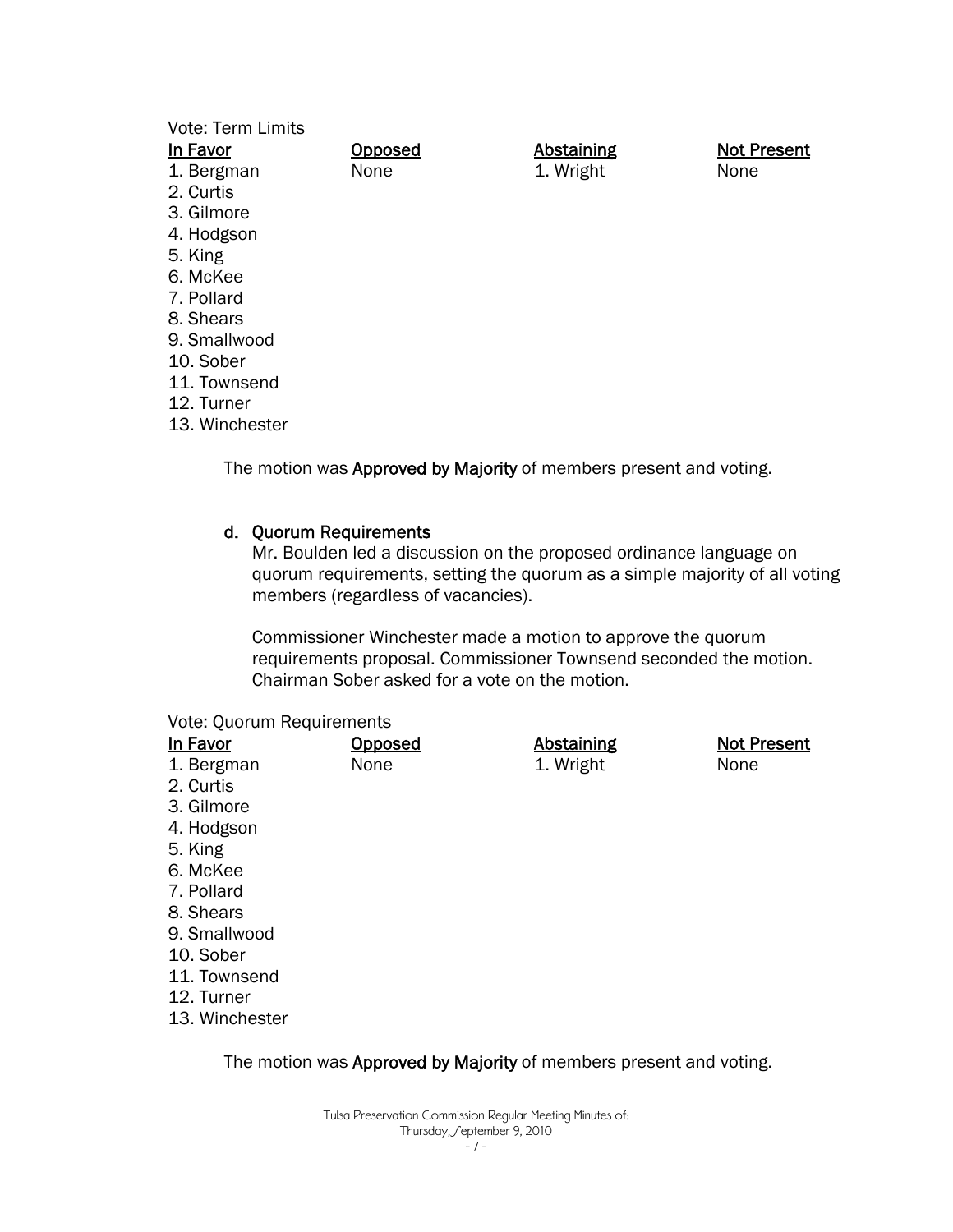Vote: Term Limits

| In Favor | Opposed | Abstaining | Not Present |
|---|---|---|---|
| 1. Bergman | None | 1. Wright | None |
| 2. Curtis | | | |
| 3. Gilmore | | | |
| 4. Hodgson | | | |
| 5. King | | | |
| 6. McKee | | | |
| 7. Pollard | | | |
| 8. Shears | | | |
| 9. Smallwood | | | |
| 10. Sober | | | |
| 11. Townsend | | | |
| 12. Turner | | | |
| 13. Winchester | | | |

The motion was **Approved by Majority** of members present and voting.

**d. Quorum Requirements**

Mr. Boulden led a discussion on the proposed ordinance language on quorum requirements, setting the quorum as a simple majority of all voting members (regardless of vacancies).

Commissioner Winchester made a motion to approve the quorum requirements proposal. Commissioner Townsend seconded the motion. Chairman Sober asked for a vote on the motion.

Vote: Quorum Requirements

| In Favor | Opposed | Abstaining | Not Present |
|---|---|---|---|
| 1. Bergman | None | 1. Wright | None |
| 2. Curtis | | | |
| 3. Gilmore | | | |
| 4. Hodgson | | | |
| 5. King | | | |
| 6. McKee | | | |
| 7. Pollard | | | |
| 8. Shears | | | |
| 9. Smallwood | | | |
| 10. Sober | | | |
| 11. Townsend | | | |
| 12. Turner | | | |
| 13. Winchester | | | |

The motion was **Approved by Majority** of members present and voting.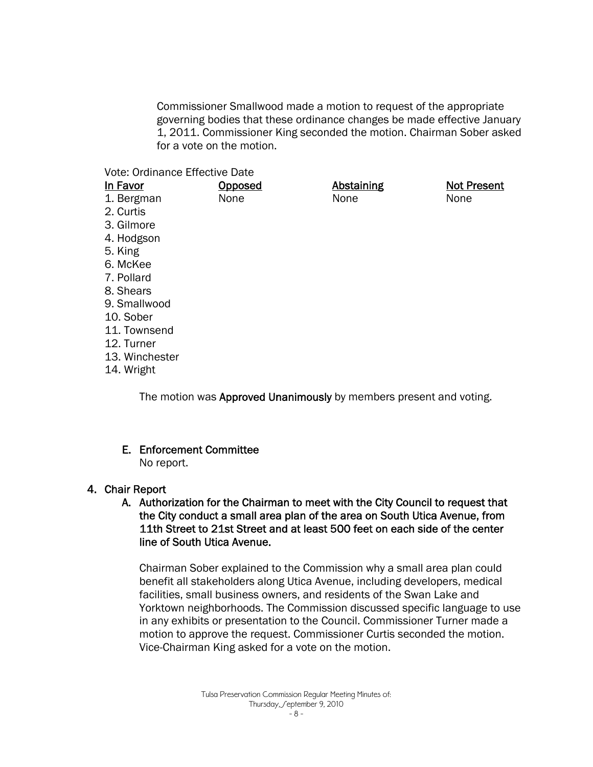Commissioner Smallwood made a motion to request of the appropriate governing bodies that these ordinance changes be made effective January 1, 2011. Commissioner King seconded the motion. Chairman Sober asked for a vote on the motion.

Vote: Ordinance Effective Date

| In Favor | Opposed | Abstaining | Not Present |
|---|---|---|---|
| 1. Bergman | None | None | None |
| 2. Curtis | | | |
| 3. Gilmore | | | |
| 4. Hodgson | | | |
| 5. King | | | |
| 6. McKee | | | |
| 7. Pollard | | | |
| 8. Shears | | | |
| 9. Smallwood | | | |
| 10. Sober | | | |
| 11. Townsend | | | |
| 12. Turner | | | |
| 13. Winchester | | | |
| 14. Wright | | | |

The motion was **Approved Unanimously** by members present and voting.

**E. Enforcement Committee**

No report.

## 4. Chair Report

**A. Authorization for the Chairman to meet with the City Council to request that the City conduct a small area plan of the area on South Utica Avenue, from 11th Street to 21st Street and at least 500 feet on each side of the center line of South Utica Avenue.**

Chairman Sober explained to the Commission why a small area plan could benefit all stakeholders along Utica Avenue, including developers, medical facilities, small business owners, and residents of the Swan Lake and Yorktown neighborhoods. The Commission discussed specific language to use in any exhibits or presentation to the Council. Commissioner Turner made a motion to approve the request. Commissioner Curtis seconded the motion. Vice-Chairman King asked for a vote on the motion.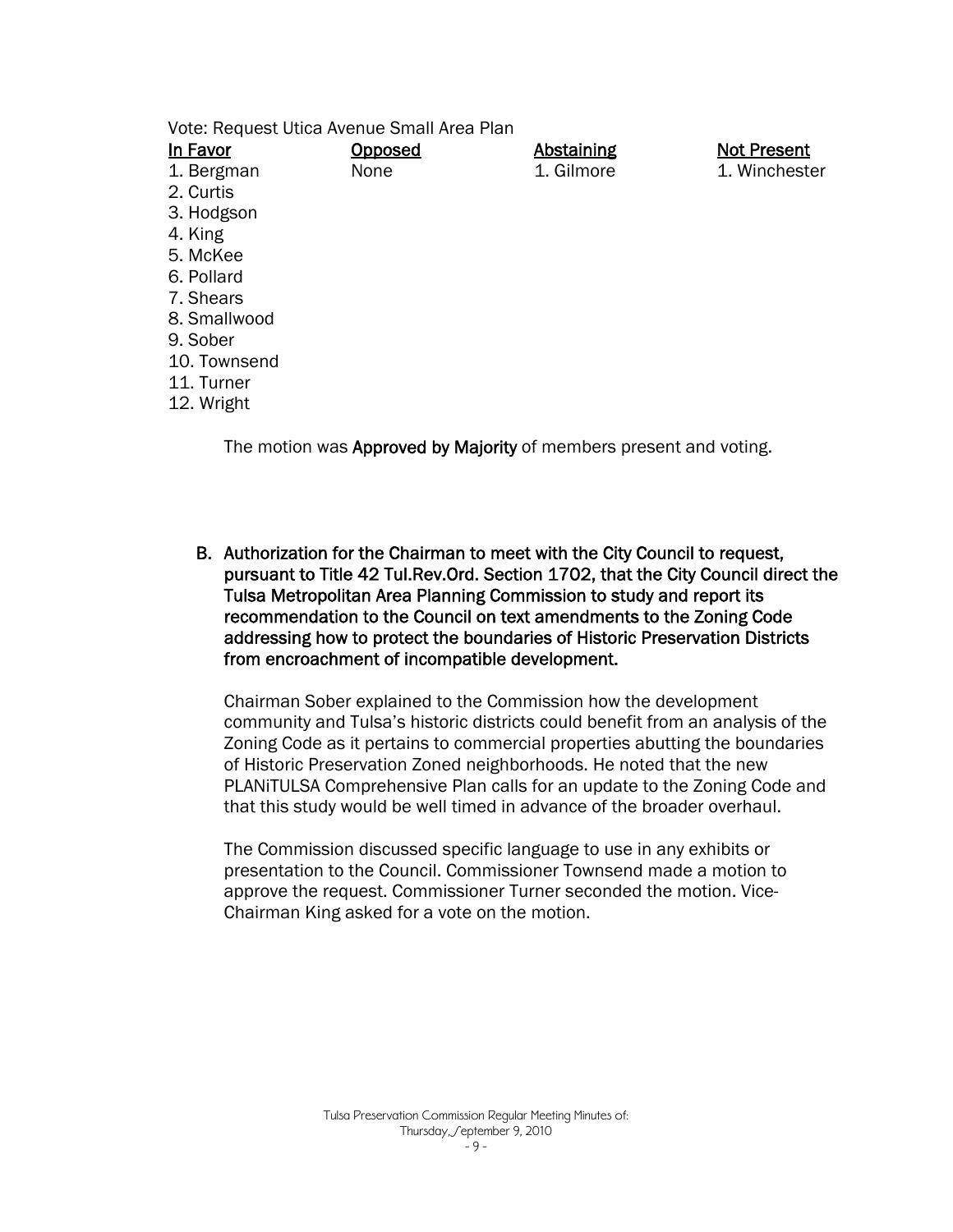Vote: Request Utica Avenue Small Area Plan

| In Favor | Opposed | Abstaining | Not Present |
|---|---|---|---|
| 1. Bergman | None | 1. Gilmore | 1. Winchester |
| 2. Curtis | | | |
| 3. Hodgson | | | |
| 4. King | | | |
| 5. McKee | | | |
| 6. Pollard | | | |
| 7. Shears | | | |
| 8. Smallwood | | | |
| 9. Sober | | | |
| 10. Townsend | | | |
| 11. Turner | | | |
| 12. Wright | | | |

The motion was **Approved by Majority** of members present and voting.

**B. Authorization for the Chairman to meet with the City Council to request, pursuant to Title 42 Tul.Rev.Ord. Section 1702, that the City Council direct the Tulsa Metropolitan Area Planning Commission to study and report its recommendation to the Council on text amendments to the Zoning Code addressing how to protect the boundaries of Historic Preservation Districts from encroachment of incompatible development.**

Chairman Sober explained to the Commission how the development community and Tulsa's historic districts could benefit from an analysis of the Zoning Code as it pertains to commercial properties abutting the boundaries of Historic Preservation Zoned neighborhoods. He noted that the new PLANiTULSA Comprehensive Plan calls for an update to the Zoning Code and that this study would be well timed in advance of the broader overhaul.

The Commission discussed specific language to use in any exhibits or presentation to the Council. Commissioner Townsend made a motion to approve the request. Commissioner Turner seconded the motion. Vice-Chairman King asked for a vote on the motion.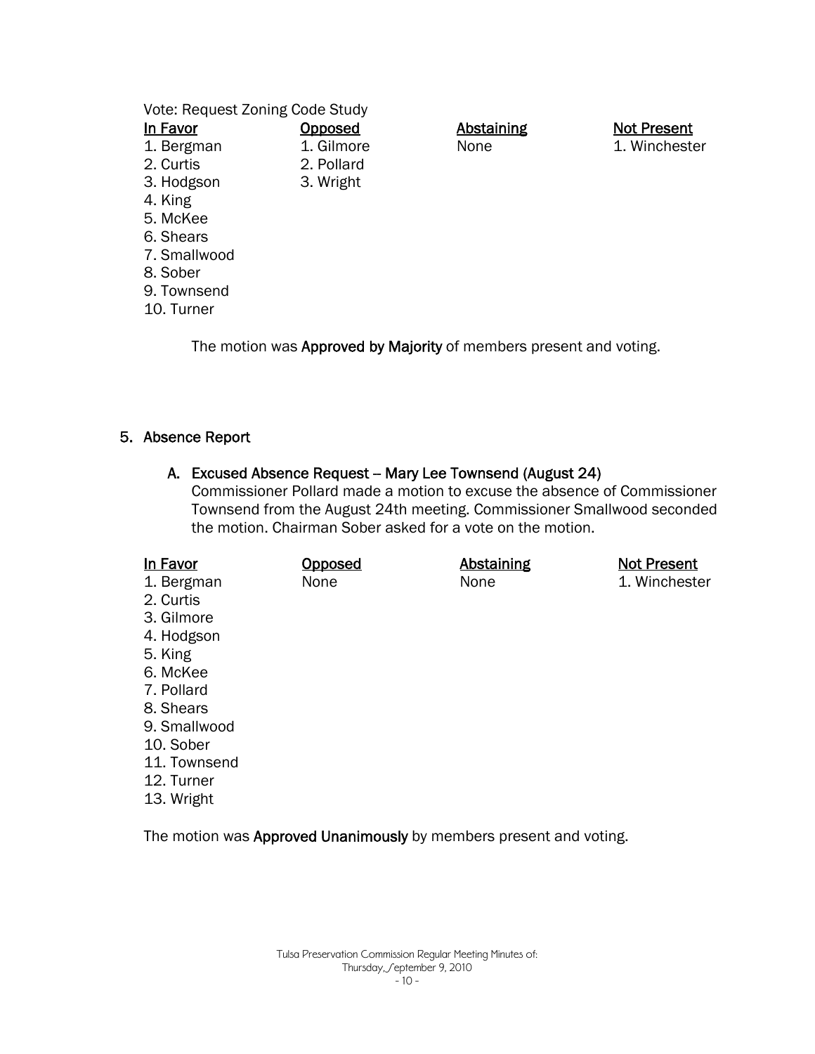Vote: Request Zoning Code Study

| In Favor | Opposed | Abstaining | Not Present |
|---|---|---|---|
| 1. Bergman | 1. Gilmore | None | 1. Winchester |
| 2. Curtis | 2. Pollard | | |
| 3. Hodgson | 3. Wright | | |
| 4. King | | | |
| 5. McKee | | | |
| 6. Shears | | | |
| 7. Smallwood | | | |
| 8. Sober | | | |
| 9. Townsend | | | |
| 10. Turner | | | |

The motion was **Approved by Majority** of members present and voting.

## 5. Absence Report

### A. Excused Absence Request – Mary Lee Townsend (August 24)

Commissioner Pollard made a motion to excuse the absence of Commissioner Townsend from the August 24th meeting. Commissioner Smallwood seconded the motion. Chairman Sober asked for a vote on the motion.

| In Favor | Opposed | Abstaining | Not Present |
|---|---|---|---|
| 1. Bergman | None | None | 1. Winchester |
| 2. Curtis | | | |
| 3. Gilmore | | | |
| 4. Hodgson | | | |
| 5. King | | | |
| 6. McKee | | | |
| 7. Pollard | | | |
| 8. Shears | | | |
| 9. Smallwood | | | |
| 10. Sober | | | |
| 11. Townsend | | | |
| 12. Turner | | | |
| 13. Wright | | | |

The motion was **Approved Unanimously** by members present and voting.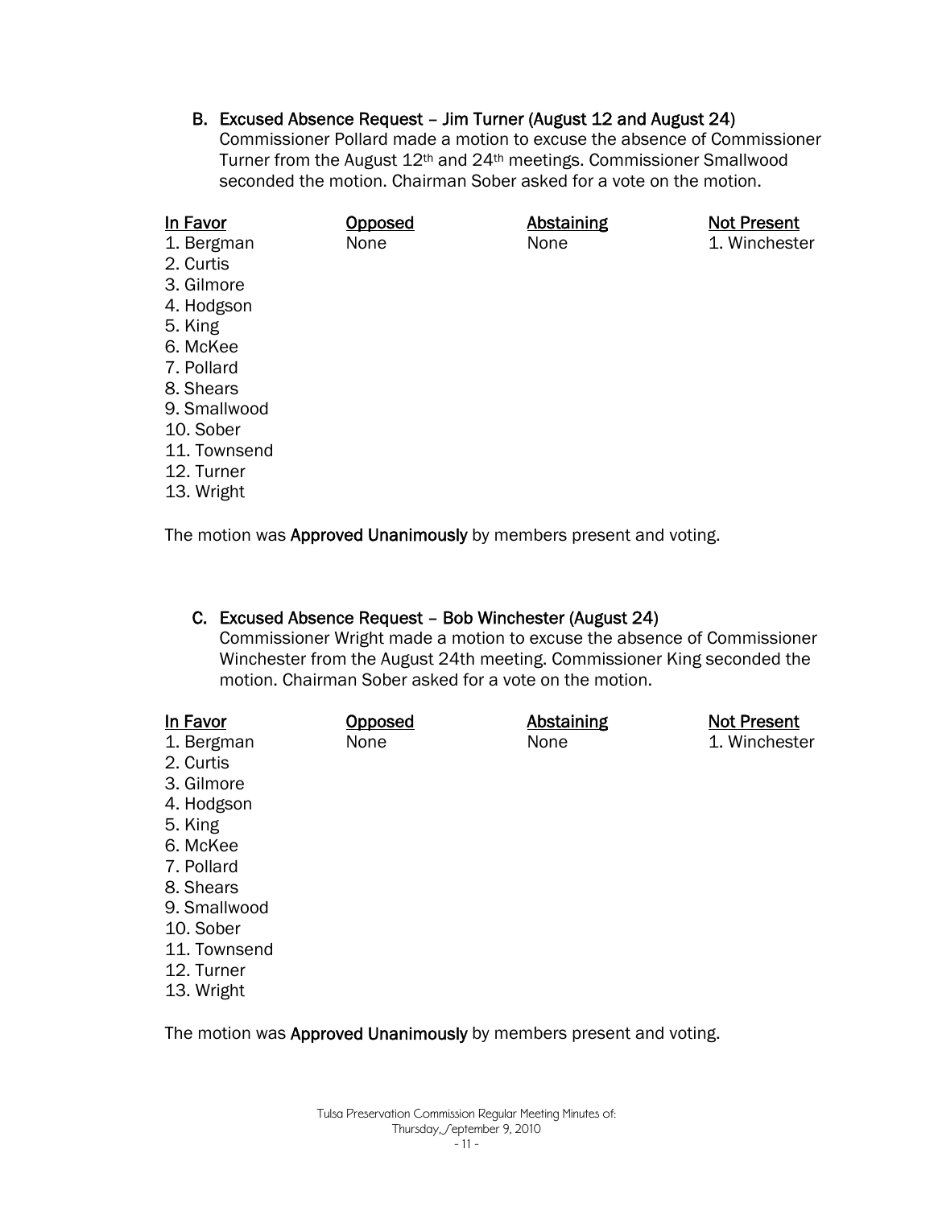### B. Excused Absence Request – Jim Turner (August 12 and August 24)

Commissioner Pollard made a motion to excuse the absence of Commissioner Turner from the August 12th and 24th meetings. Commissioner Smallwood seconded the motion. Chairman Sober asked for a vote on the motion.

| In Favor | Opposed | Abstaining | Not Present |
|---|---|---|---|
| 1. Bergman | None | None | 1. Winchester |
| 2. Curtis | | | |
| 3. Gilmore | | | |
| 4. Hodgson | | | |
| 5. King | | | |
| 6. McKee | | | |
| 7. Pollard | | | |
| 8. Shears | | | |
| 9. Smallwood | | | |
| 10. Sober | | | |
| 11. Townsend | | | |
| 12. Turner | | | |
| 13. Wright | | | |

The motion was **Approved Unanimously** by members present and voting.

### C. Excused Absence Request – Bob Winchester (August 24)

Commissioner Wright made a motion to excuse the absence of Commissioner Winchester from the August 24th meeting. Commissioner King seconded the motion. Chairman Sober asked for a vote on the motion.

| In Favor | Opposed | Abstaining | Not Present |
|---|---|---|---|
| 1. Bergman | None | None | 1. Winchester |
| 2. Curtis | | | |
| 3. Gilmore | | | |
| 4. Hodgson | | | |
| 5. King | | | |
| 6. McKee | | | |
| 7. Pollard | | | |
| 8. Shears | | | |
| 9. Smallwood | | | |
| 10. Sober | | | |
| 11. Townsend | | | |
| 12. Turner | | | |
| 13. Wright | | | |

The motion was **Approved Unanimously** by members present and voting.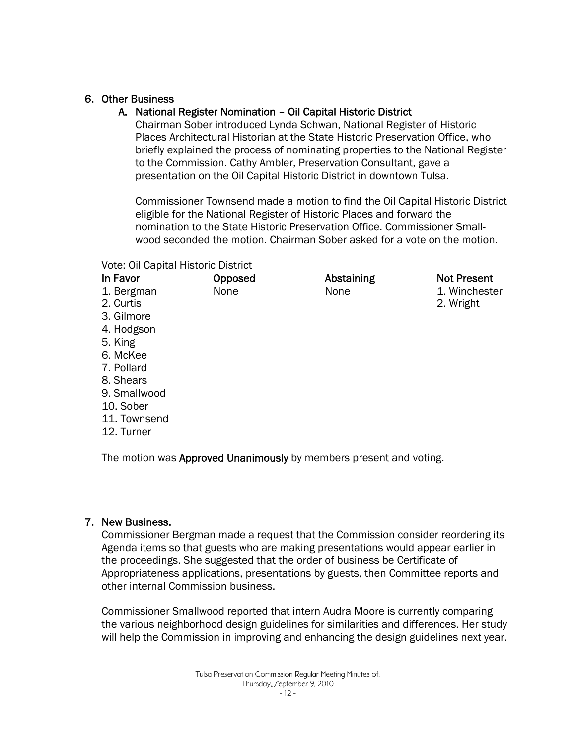## 6. Other Business

### A. National Register Nomination – Oil Capital Historic District

Chairman Sober introduced Lynda Schwan, National Register of Historic Places Architectural Historian at the State Historic Preservation Office, who briefly explained the process of nominating properties to the National Register to the Commission. Cathy Ambler, Preservation Consultant, gave a presentation on the Oil Capital Historic District in downtown Tulsa.

Commissioner Townsend made a motion to find the Oil Capital Historic District eligible for the National Register of Historic Places and forward the nomination to the State Historic Preservation Office. Commissioner Smallwood seconded the motion. Chairman Sober asked for a vote on the motion.

Vote: Oil Capital Historic District

| In Favor | Opposed | Abstaining | Not Present |
|---|---|---|---|
| 1. Bergman | None | None | 1. Winchester |
| 2. Curtis | | | 2. Wright |
| 3. Gilmore | | | |
| 4. Hodgson | | | |
| 5. King | | | |
| 6. McKee | | | |
| 7. Pollard | | | |
| 8. Shears | | | |
| 9. Smallwood | | | |
| 10. Sober | | | |
| 11. Townsend | | | |
| 12. Turner | | | |

The motion was **Approved Unanimously** by members present and voting.

## 7. New Business.

Commissioner Bergman made a request that the Commission consider reordering its Agenda items so that guests who are making presentations would appear earlier in the proceedings. She suggested that the order of business be Certificate of Appropriateness applications, presentations by guests, then Committee reports and other internal Commission business.

Commissioner Smallwood reported that intern Audra Moore is currently comparing the various neighborhood design guidelines for similarities and differences. Her study will help the Commission in improving and enhancing the design guidelines next year.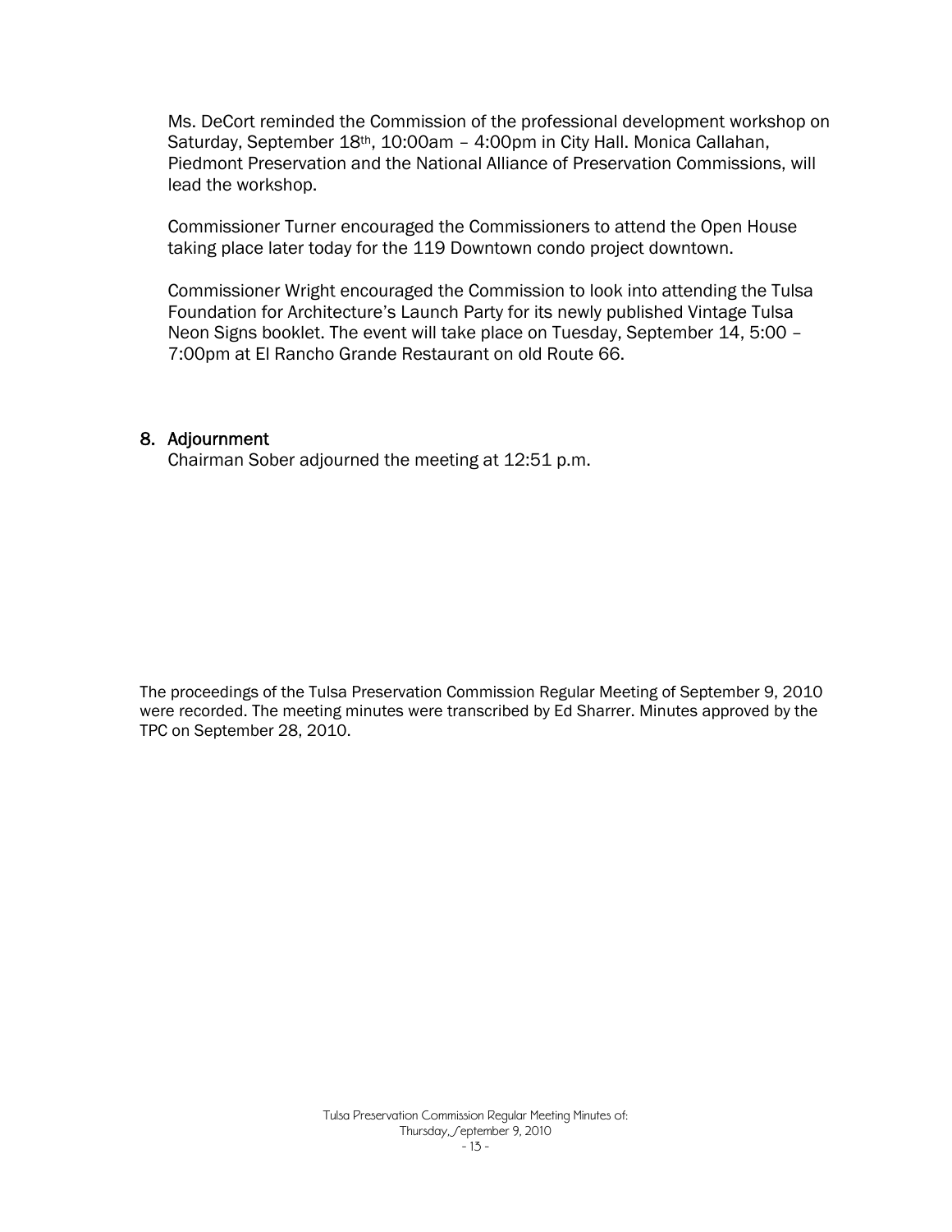Ms. DeCort reminded the Commission of the professional development workshop on Saturday, September 18th, 10:00am – 4:00pm in City Hall. Monica Callahan, Piedmont Preservation and the National Alliance of Preservation Commissions, will lead the workshop.

Commissioner Turner encouraged the Commissioners to attend the Open House taking place later today for the 119 Downtown condo project downtown.

Commissioner Wright encouraged the Commission to look into attending the Tulsa Foundation for Architecture's Launch Party for its newly published Vintage Tulsa Neon Signs booklet. The event will take place on Tuesday, September 14, 5:00 – 7:00pm at El Rancho Grande Restaurant on old Route 66.

## 8. Adjournment

Chairman Sober adjourned the meeting at 12:51 p.m.

The proceedings of the Tulsa Preservation Commission Regular Meeting of September 9, 2010 were recorded. The meeting minutes were transcribed by Ed Sharrer. Minutes approved by the TPC on September 28, 2010.